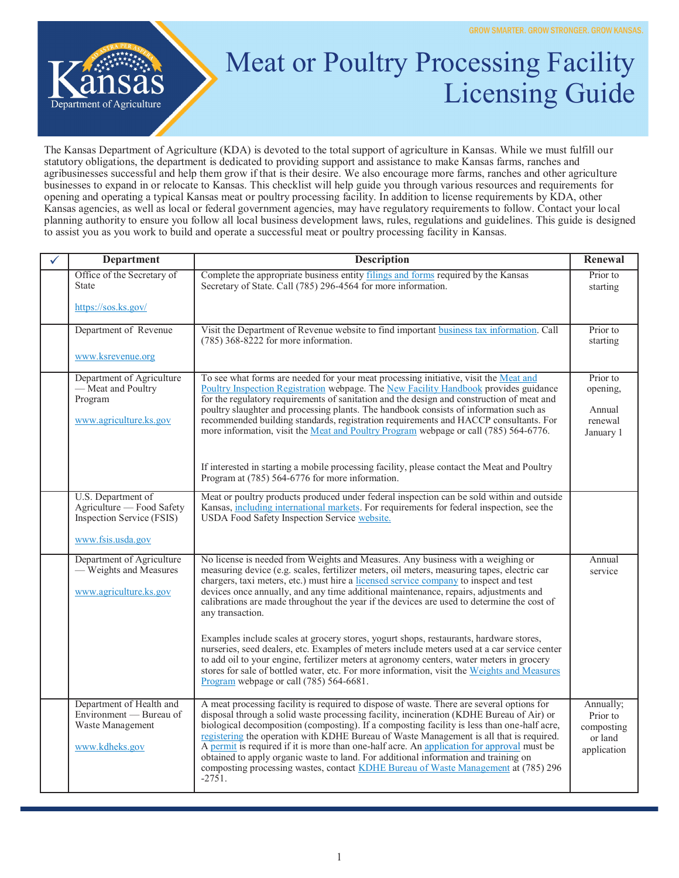GROW SMARTER. GROW STRONGER. GROW KANSAS.

Kansas Department of Agriculture

# Meat or Poultry Processing Facility Licensing Guide

The Kansas Department of Agriculture (KDA) is devoted to the total support of agriculture in Kansas. While we must fulfill our statutory obligations, the department is dedicated to providing support and assistance to make Kansas farms, ranches and agribusinesses successful and help them grow if that is their desire. We also encourage more farms, ranches and other agriculture businesses to expand in or relocate to Kansas. This checklist will help guide you through various resources and requirements for opening and operating a typical Kansas meat or poultry processing facility. In addition to license requirements by KDA, other Kansas agencies, as well as local or federal government agencies, may have regulatory requirements to follow. Contact your local planning authority to ensure you follow all local business development laws, rules, regulations and guidelines. This guide is designed to assist you as you work to build and operate a successful meat or poultry processing facility in Kansas.

| ✓ | Department | Description | Renewal |
|---|---|---|---|
| | Office of the Secretary of State<br><br>https://sos.ks.gov/ | Complete the appropriate business entity filings and forms required by the Kansas Secretary of State. Call (785) 296-4564 for more information. | Prior to starting |
| | Department of Revenue<br><br>www.ksrevenue.org | Visit the Department of Revenue website to find important business tax information. Call (785) 368-8222 for more information. | Prior to starting |
| | Department of Agriculture — Meat and Poultry Program<br><br>www.agriculture.ks.gov | To see what forms are needed for your meat processing initiative, visit the Meat and Poultry Inspection Registration webpage. The New Facility Handbook provides guidance for the regulatory requirements of sanitation and the design and construction of meat and poultry slaughter and processing plants. The handbook consists of information such as recommended building standards, registration requirements and HACCP consultants. For more information, visit the Meat and Poultry Program webpage or call (785) 564-6776.<br><br>If interested in starting a mobile processing facility, please contact the Meat and Poultry Program at (785) 564-6776 for more information. | Prior to opening,<br><br>Annual renewal January 1 |
| | U.S. Department of Agriculture — Food Safety Inspection Service (FSIS)<br><br>www.fsis.usda.gov | Meat or poultry products produced under federal inspection can be sold within and outside Kansas, including international markets. For requirements for federal inspection, see the USDA Food Safety Inspection Service website. | |
| | Department of Agriculture — Weights and Measures<br><br>www.agriculture.ks.gov | No license is needed from Weights and Measures. Any business with a weighing or measuring device (e.g. scales, fertilizer meters, oil meters, measuring tapes, electric car chargers, taxi meters, etc.) must hire a licensed service company to inspect and test devices once annually, and any time additional maintenance, repairs, adjustments and calibrations are made throughout the year if the devices are used to determine the cost of any transaction.<br><br>Examples include scales at grocery stores, yogurt shops, restaurants, hardware stores, nurseries, seed dealers, etc. Examples of meters include meters used at a car service center to add oil to your engine, fertilizer meters at agronomy centers, water meters in grocery stores for sale of bottled water, etc. For more information, visit the Weights and Measures Program webpage or call (785) 564-6681. | Annual service |
| | Department of Health and Environment — Bureau of Waste Management<br><br>www.kdheks.gov | A meat processing facility is required to dispose of waste. There are several options for disposal through a solid waste processing facility, incineration (KDHE Bureau of Air) or biological decomposition (composting). If a composting facility is less than one-half acre, registering the operation with KDHE Bureau of Waste Management is all that is required. A permit is required if it is more than one-half acre. An application for approval must be obtained to apply organic waste to land. For additional information and training on composting processing wastes, contact KDHE Bureau of Waste Management at (785) 296 -2751. | Annually; Prior to composting or land application |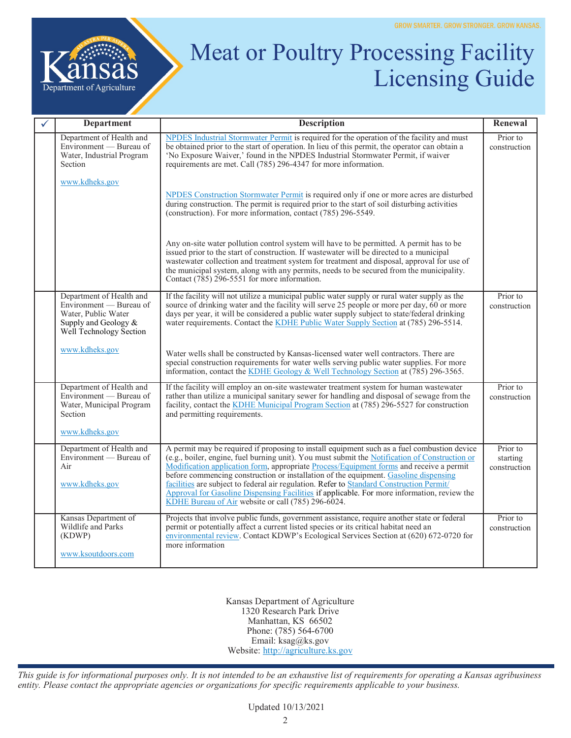# Meat or Poultry Processing Facility Licensing Guide

| ✓ | Department | Description | Renewal |
|---|---|---|---|
| | Department of Health and Environment — Bureau of Water, Industrial Program Section<br><br>www.kdheks.gov | NPDES Industrial Stormwater Permit is required for the operation of the facility and must be obtained prior to the start of operation. In lieu of this permit, the operator can obtain a 'No Exposure Waiver,' found in the NPDES Industrial Stormwater Permit, if waiver requirements are met. Call (785) 296-4347 for more information.<br><br>NPDES Construction Stormwater Permit is required only if one or more acres are disturbed during construction. The permit is required prior to the start of soil disturbing activities (construction). For more information, contact (785) 296-5549.<br><br>Any on-site water pollution control system will have to be permitted. A permit has to be issued prior to the start of construction. If wastewater will be directed to a municipal wastewater collection and treatment system for treatment and disposal, approval for use of the municipal system, along with any permits, needs to be secured from the municipality. Contact (785) 296-5551 for more information. | Prior to construction |
| | Department of Health and Environment — Bureau of Water, Public Water Supply and Geology & Well Technology Section<br><br>www.kdheks.gov | If the facility will not utilize a municipal public water supply or rural water supply as the source of drinking water and the facility will serve 25 people or more per day, 60 or more days per year, it will be considered a public water supply subject to state/federal drinking water requirements. Contact the KDHE Public Water Supply Section at (785) 296-5514.<br><br>Water wells shall be constructed by Kansas-licensed water well contractors. There are special construction requirements for water wells serving public water supplies. For more information, contact the KDHE Geology & Well Technology Section at (785) 296-3565. | Prior to construction |
| | Department of Health and Environment — Bureau of Water, Municipal Program Section<br><br>www.kdheks.gov | If the facility will employ an on-site wastewater treatment system for human wastewater rather than utilize a municipal sanitary sewer for handling and disposal of sewage from the facility, contact the KDHE Municipal Program Section at (785) 296-5527 for construction and permitting requirements. | Prior to construction |
| | Department of Health and Environment — Bureau of Air<br><br>www.kdheks.gov | A permit may be required if proposing to install equipment such as a fuel combustion device (e.g., boiler, engine, fuel burning unit). You must submit the Notification of Construction or Modification application form, appropriate Process/Equipment forms and receive a permit before commencing construction or installation of the equipment. Gasoline dispensing facilities are subject to federal air regulation. Refer to Standard Construction Permit/ Approval for Gasoline Dispensing Facilities if applicable. For more information, review the KDHE Bureau of Air website or call (785) 296-6024. | Prior to starting construction |
| | Kansas Department of Wildlife and Parks (KDWP)<br><br>www.ksoutdoors.com | Projects that involve public funds, government assistance, require another state or federal permit or potentially affect a current listed species or its critical habitat need an environmental review. Contact KDWP's Ecological Services Section at (620) 672-0720 for more information | Prior to construction |

Kansas Department of Agriculture
1320 Research Park Drive
Manhattan, KS 66502
Phone: (785) 564-6700
Email: ksag@ks.gov
Website: http://agriculture.ks.gov

*This guide is for informational purposes only. It is not intended to be an exhaustive list of requirements for operating a Kansas agribusiness entity. Please contact the appropriate agencies or organizations for specific requirements applicable to your business.*

Updated 10/13/2021